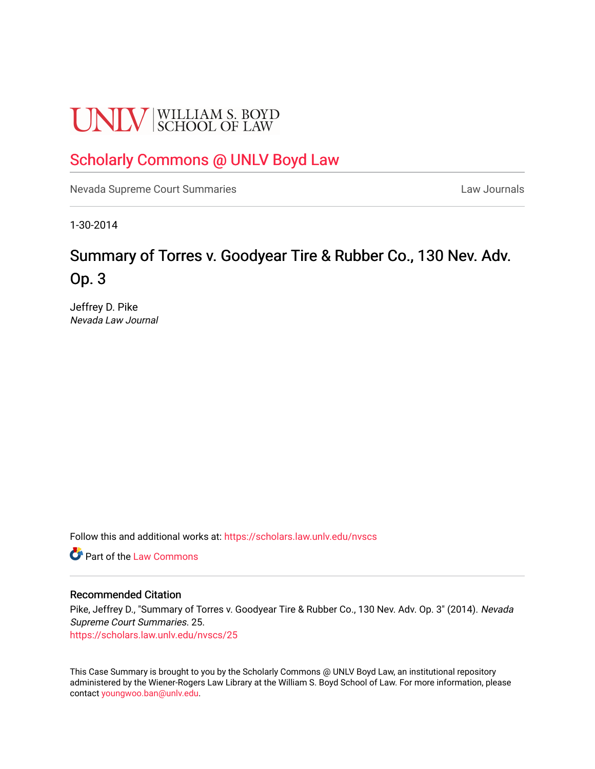UNLV | WILLIAM S. BOYD SCHOOL OF LAW

# Scholarly Commons @ UNLV Boyd Law

Nevada Supreme Court Summaries | Law Journals

1-30-2014

## Summary of Torres v. Goodyear Tire & Rubber Co., 130 Nev. Adv. Op. 3

Jeffrey D. Pike
*Nevada Law Journal*

Follow this and additional works at: https://scholars.law.unlv.edu/nvscs

Part of the Law Commons

### Recommended Citation

Pike, Jeffrey D., "Summary of Torres v. Goodyear Tire & Rubber Co., 130 Nev. Adv. Op. 3" (2014). *Nevada Supreme Court Summaries*. 25.
https://scholars.law.unlv.edu/nvscs/25

This Case Summary is brought to you by the Scholarly Commons @ UNLV Boyd Law, an institutional repository administered by the Wiener-Rogers Law Library at the William S. Boyd School of Law. For more information, please contact youngwoo.ban@unlv.edu.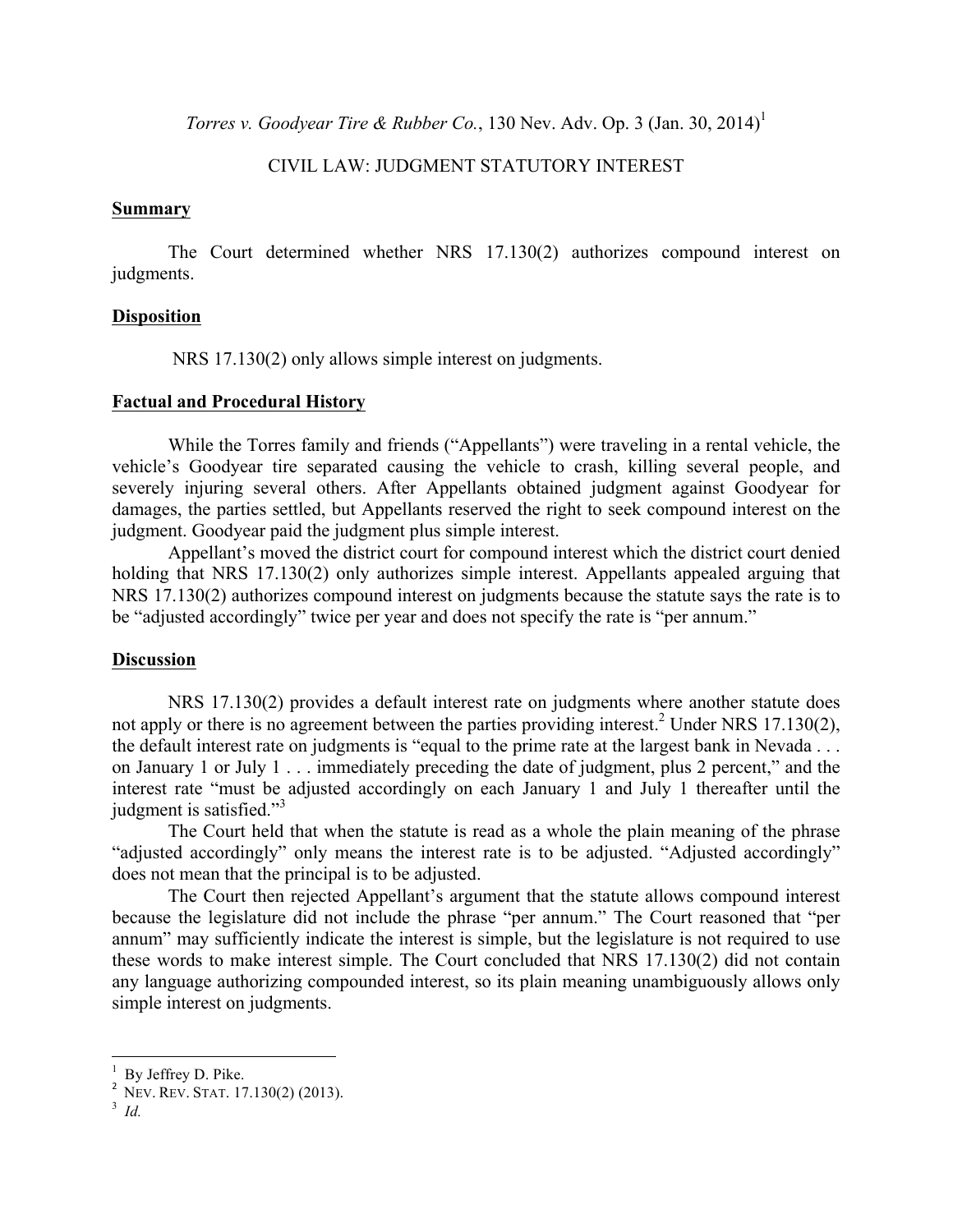*Torres v. Goodyear Tire & Rubber Co.*, 130 Nev. Adv. Op. 3 (Jan. 30, 2014)[1]

CIVIL LAW: JUDGMENT STATUTORY INTEREST

## Summary

The Court determined whether NRS 17.130(2) authorizes compound interest on judgments.

## Disposition

NRS 17.130(2) only allows simple interest on judgments.

## Factual and Procedural History

While the Torres family and friends ("Appellants") were traveling in a rental vehicle, the vehicle's Goodyear tire separated causing the vehicle to crash, killing several people, and severely injuring several others. After Appellants obtained judgment against Goodyear for damages, the parties settled, but Appellants reserved the right to seek compound interest on the judgment. Goodyear paid the judgment plus simple interest.

Appellant's moved the district court for compound interest which the district court denied holding that NRS 17.130(2) only authorizes simple interest. Appellants appealed arguing that NRS 17.130(2) authorizes compound interest on judgments because the statute says the rate is to be "adjusted accordingly" twice per year and does not specify the rate is "per annum."

## Discussion

NRS 17.130(2) provides a default interest rate on judgments where another statute does not apply or there is no agreement between the parties providing interest.[2] Under NRS 17.130(2), the default interest rate on judgments is "equal to the prime rate at the largest bank in Nevada . . . on January 1 or July 1 . . . immediately preceding the date of judgment, plus 2 percent," and the interest rate "must be adjusted accordingly on each January 1 and July 1 thereafter until the judgment is satisfied."[3]

The Court held that when the statute is read as a whole the plain meaning of the phrase "adjusted accordingly" only means the interest rate is to be adjusted. "Adjusted accordingly" does not mean that the principal is to be adjusted.

The Court then rejected Appellant's argument that the statute allows compound interest because the legislature did not include the phrase "per annum." The Court reasoned that "per annum" may sufficiently indicate the interest is simple, but the legislature is not required to use these words to make interest simple. The Court concluded that NRS 17.130(2) did not contain any language authorizing compounded interest, so its plain meaning unambiguously allows only simple interest on judgments.

---

[1] By Jeffrey D. Pike.

[2] NEV. REV. STAT. 17.130(2) (2013).

[3] *Id.*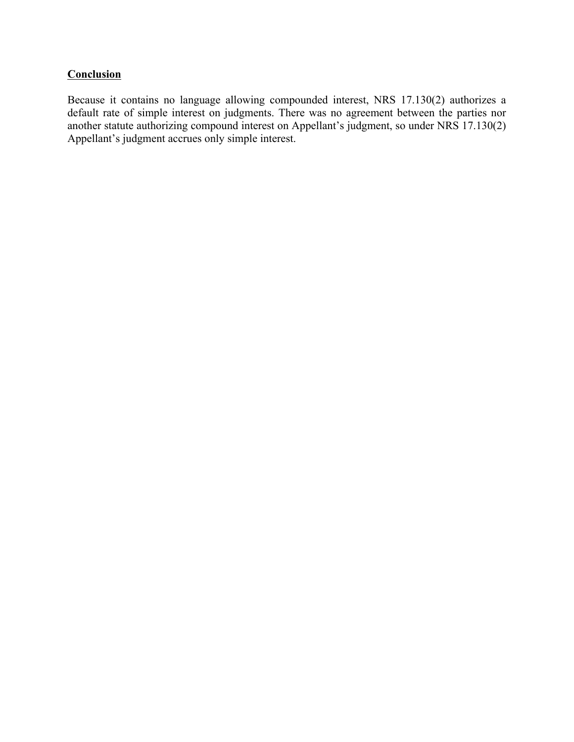## Conclusion

Because it contains no language allowing compounded interest, NRS 17.130(2) authorizes a default rate of simple interest on judgments. There was no agreement between the parties nor another statute authorizing compound interest on Appellant's judgment, so under NRS 17.130(2) Appellant's judgment accrues only simple interest.